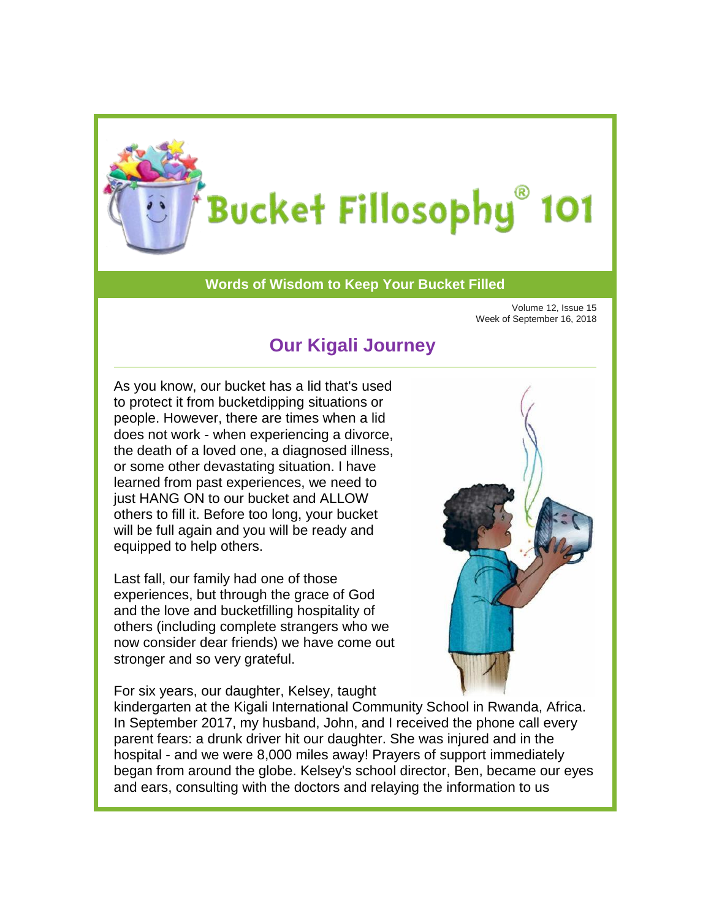# Bucket Fillosophy® 101

**Words of Wisdom to Keep Your Bucket Filled**

Volume 12, Issue 15
Week of September 16, 2018

## Our Kigali Journey

As you know, our bucket has a lid that's used to protect it from bucketdipping situations or people. However, there are times when a lid does not work - when experiencing a divorce, the death of a loved one, a diagnosed illness, or some other devastating situation. I have learned from past experiences, we need to just HANG ON to our bucket and ALLOW others to fill it. Before too long, your bucket will be full again and you will be ready and equipped to help others.

Last fall, our family had one of those experiences, but through the grace of God and the love and bucketfilling hospitality of others (including complete strangers who we now consider dear friends) we have come out stronger and so very grateful.

For six years, our daughter, Kelsey, taught kindergarten at the Kigali International Community School in Rwanda, Africa. In September 2017, my husband, John, and I received the phone call every parent fears: a drunk driver hit our daughter. She was injured and in the hospital - and we were 8,000 miles away! Prayers of support immediately began from around the globe. Kelsey's school director, Ben, became our eyes and ears, consulting with the doctors and relaying the information to us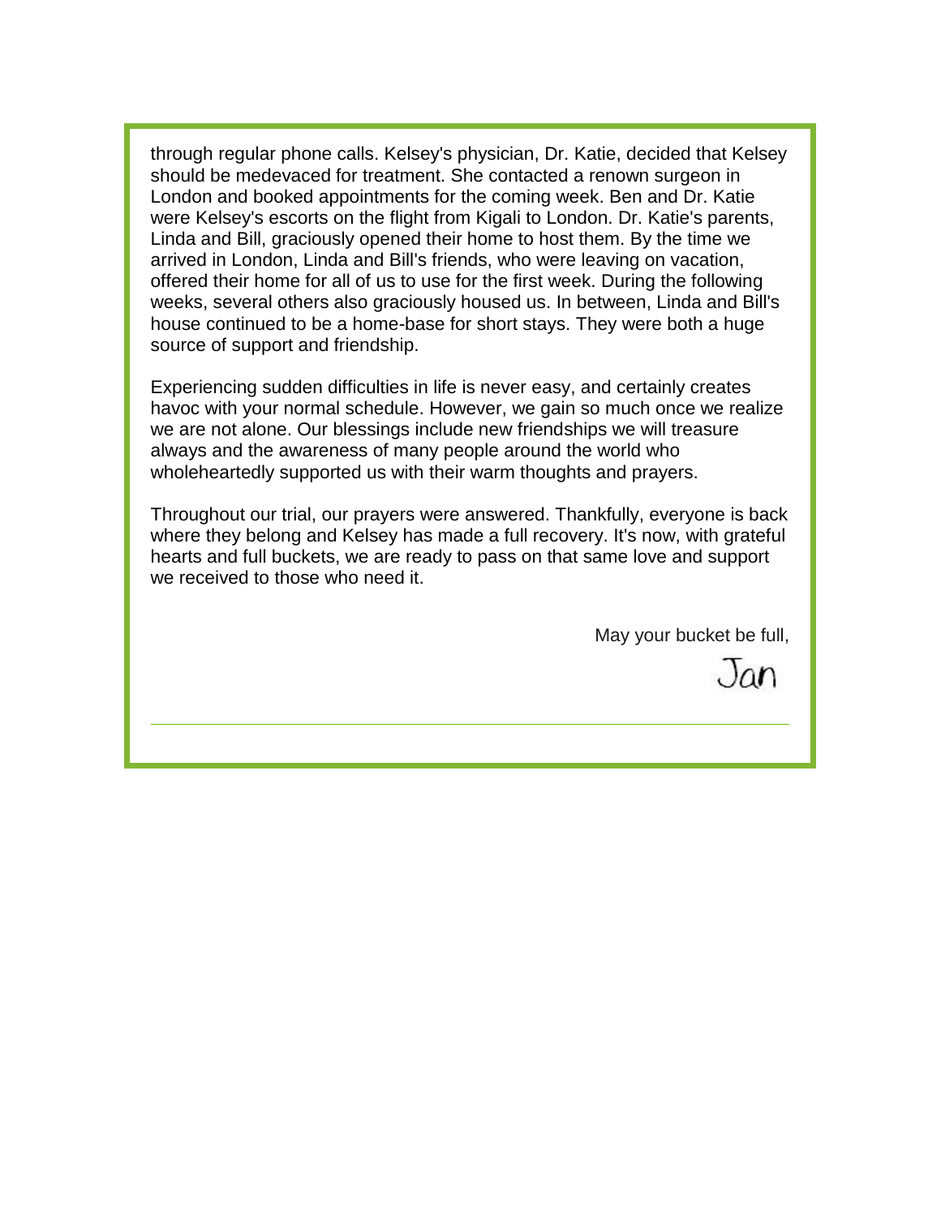through regular phone calls. Kelsey's physician, Dr. Katie, decided that Kelsey should be medevaced for treatment. She contacted a renown surgeon in London and booked appointments for the coming week. Ben and Dr. Katie were Kelsey's escorts on the flight from Kigali to London. Dr. Katie's parents, Linda and Bill, graciously opened their home to host them. By the time we arrived in London, Linda and Bill's friends, who were leaving on vacation, offered their home for all of us to use for the first week. During the following weeks, several others also graciously housed us. In between, Linda and Bill's house continued to be a home-base for short stays. They were both a huge source of support and friendship.

Experiencing sudden difficulties in life is never easy, and certainly creates havoc with your normal schedule. However, we gain so much once we realize we are not alone. Our blessings include new friendships we will treasure always and the awareness of many people around the world who wholeheartedly supported us with their warm thoughts and prayers.

Throughout our trial, our prayers were answered. Thankfully, everyone is back where they belong and Kelsey has made a full recovery. It's now, with grateful hearts and full buckets, we are ready to pass on that same love and support we received to those who need it.

May your bucket be full,

Jan

---